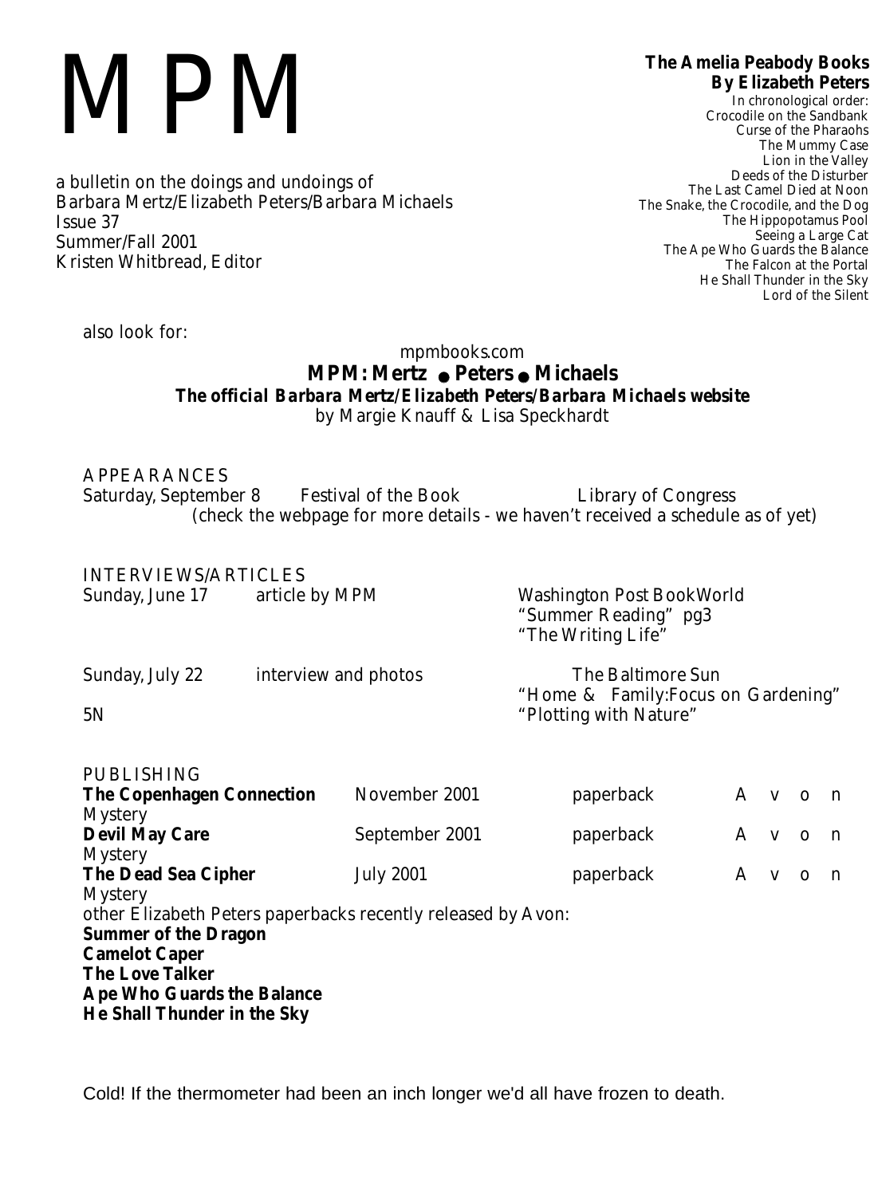# MPM

a bulletin on the doings and undoings of
Barbara Mertz/Elizabeth Peters/Barbara Michaels
Issue 37
Summer/Fall 2001
Kristen Whitbread, Editor

**The Amelia Peabody Books**
**By Elizabeth Peters**
In chronological order:
Crocodile on the Sandbank
Curse of the Pharaohs
The Mummy Case
Lion in the Valley
Deeds of the Disturber
The Last Camel Died at Noon
The Snake, the Crocodile, and the Dog
The Hippopotamus Pool
Seeing a Large Cat
The Ape Who Guards the Balance
The Falcon at the Portal
He Shall Thunder in the Sky
Lord of the Silent

also look for:

mpmbooks.com
**MPM: Mertz • Peters • Michaels**
***The official Barbara Mertz/Elizabeth Peters/Barbara Michaels website***
by Margie Knauff & Lisa Speckhardt

APPEARANCES

Saturday, September 8 — Festival of the Book — Library of Congress
(check the webpage for more details - we haven't received a schedule as of yet)

INTERVIEWS/ARTICLES

| Date | Type | Publication |
|---|---|---|
| Sunday, June 17 | article by MPM | Washington Post BookWorld "Summer Reading" pg3 "The Writing Life" |
| Sunday, July 22 | interview and photos | The Baltimore Sun "Home & Family:Focus on Gardening" 5N "Plotting with Nature" |

PUBLISHING

| Title | Date | Format | Publisher | Genre |
|---|---|---|---|---|
| **The Copenhagen Connection** | November 2001 | paperback | Avon | Mystery |
| **Devil May Care** | September 2001 | paperback | Avon | Mystery |
| **The Dead Sea Cipher** | July 2001 | paperback | Avon | Mystery |

other Elizabeth Peters paperbacks recently released by Avon:

**Summer of the Dragon**
**Camelot Caper**
**The Love Talker**
**Ape Who Guards the Balance**
**He Shall Thunder in the Sky**

Cold! If the thermometer had been an inch longer we'd all have frozen to death.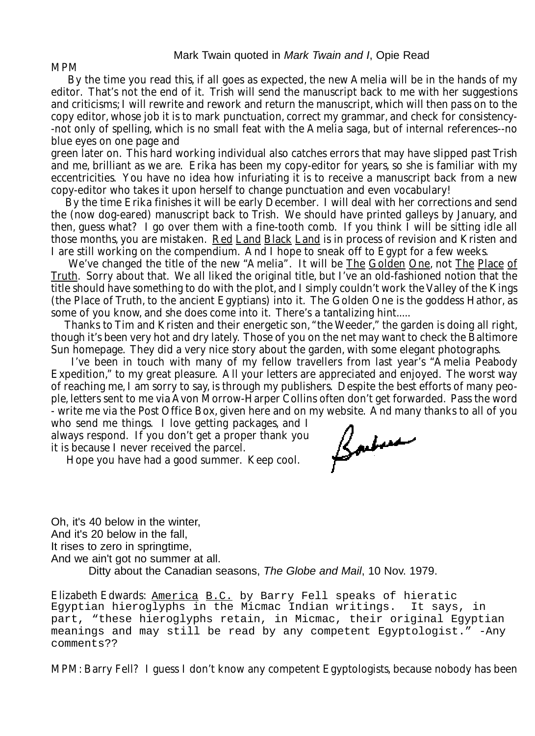Mark Twain quoted in *Mark Twain and I*, Opie Read

MPM

By the time you read this, if all goes as expected, the new Amelia will be in the hands of my editor. That's not the end of it. Trish will send the manuscript back to me with her suggestions and criticisms; I will rewrite and rework and return the manuscript, which will then pass on to the copy editor, whose job it is to mark punctuation, correct my grammar, and check for consistency--not only of spelling, which is no small feat with the Amelia saga, but of internal references--no blue eyes on one page and green later on. This hard working individual also catches errors that may have slipped past Trish and me, brilliant as we are. Erika has been my copy-editor for years, so she is familiar with my eccentricities. You have no idea how infuriating it is to receive a manuscript back from a new copy-editor who takes it upon herself to change punctuation and even vocabulary!

By the time Erika finishes it will be early December. I will deal with her corrections and send the (now dog-eared) manuscript back to Trish. We should have printed galleys by January, and then, guess what? I go over them with a fine-tooth comb. If you think I will be sitting idle all those months, you are mistaken. Red Land Black Land is in process of revision and Kristen and I are still working on the compendium. And I hope to sneak off to Egypt for a few weeks.

We've changed the title of the new "Amelia". It will be The Golden One, not The Place of Truth. Sorry about that. We all liked the original title, but I've an old-fashioned notion that the title should have something to do with the plot, and I simply couldn't work the Valley of the Kings (the Place of Truth, to the ancient Egyptians) into it. The Golden One is the goddess Hathor, as some of you know, and she does come into it. There's a tantalizing hint.....

Thanks to Tim and Kristen and their energetic son, "the Weeder," the garden is doing all right, though it's been very hot and dry lately. Those of you on the net may want to check the Baltimore Sun homepage. They did a very nice story about the garden, with some elegant photographs.

I've been in touch with many of my fellow travellers from last year's "Amelia Peabody Expedition," to my great pleasure. All your letters are appreciated and enjoyed. The worst way of reaching me, I am sorry to say, is through my publishers. Despite the best efforts of many people, letters sent to me via Avon Morrow-Harper Collins often don't get forwarded. Pass the word - write me via the Post Office Box, given here and on my website. And many thanks to all of you who send me things. I love getting packages, and I always respond. If you don't get a proper thank you it is because I never received the parcel.

Hope you have had a good summer. Keep cool.

Barbara

Oh, it's 40 below in the winter,
And it's 20 below in the fall,
It rises to zero in springtime,
And we ain't got no summer at all.

Ditty about the Canadian seasons, *The Globe and Mail*, 10 Nov. 1979.

Elizabeth Edwards: America B.C. by Barry Fell speaks of hieratic Egyptian hieroglyphs in the Micmac Indian writings. It says, in part, "these hieroglyphs retain, in Micmac, their original Egyptian meanings and may still be read by any competent Egyptologist." -Any comments??

MPM: Barry Fell? I guess I don't know any competent Egyptologists, because nobody has been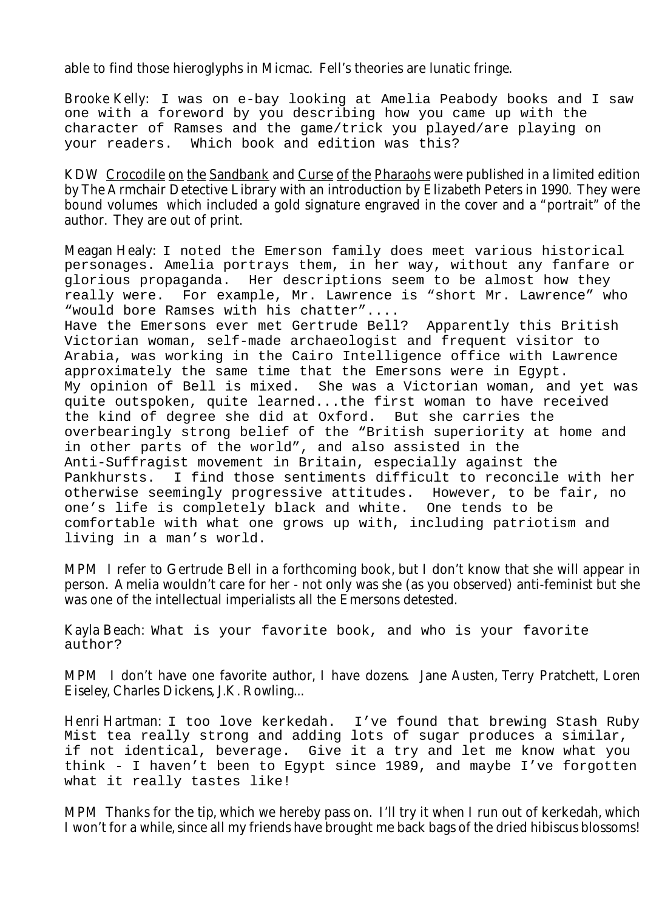able to find those hieroglyphs in Micmac. Fell's theories are lunatic fringe.

Brooke Kelly: I was on e-bay looking at Amelia Peabody books and I saw one with a foreword by you describing how you came up with the character of Ramses and the game/trick you played/are playing on your readers. Which book and edition was this?

KDW <u>Crocodile on the Sandbank</u> and <u>Curse of the Pharaohs</u> were published in a limited edition by The Armchair Detective Library with an introduction by Elizabeth Peters in 1990. They were bound volumes which included a gold signature engraved in the cover and a "portrait" of the author. They are out of print.

Meagan Healy: I noted the Emerson family does meet various historical personages. Amelia portrays them, in her way, without any fanfare or glorious propaganda. Her descriptions seem to be almost how they really were. For example, Mr. Lawrence is "short Mr. Lawrence" who "would bore Ramses with his chatter"....
Have the Emersons ever met Gertrude Bell? Apparently this British Victorian woman, self-made archaeologist and frequent visitor to Arabia, was working in the Cairo Intelligence office with Lawrence approximately the same time that the Emersons were in Egypt.
My opinion of Bell is mixed. She was a Victorian woman, and yet was quite outspoken, quite learned...the first woman to have received the kind of degree she did at Oxford. But she carries the overbearingly strong belief of the "British superiority at home and in other parts of the world", and also assisted in the Anti-Suffragist movement in Britain, especially against the Pankhursts. I find those sentiments difficult to reconcile with her otherwise seemingly progressive attitudes. However, to be fair, no one's life is completely black and white. One tends to be comfortable with what one grows up with, including patriotism and living in a man's world.

MPM I refer to Gertrude Bell in a forthcoming book, but I don't know that she will appear in person. Amelia wouldn't care for her - not only was she (as you observed) anti-feminist but she was one of the intellectual imperialists all the Emersons detested.

Kayla Beach: What is your favorite book, and who is your favorite author?

MPM I don't have one favorite author, I have dozens. Jane Austen, Terry Pratchett, Loren Eiseley, Charles Dickens, J.K. Rowling...

Henri Hartman: I too love kerkedah. I've found that brewing Stash Ruby Mist tea really strong and adding lots of sugar produces a similar, if not identical, beverage. Give it a try and let me know what you think - I haven't been to Egypt since 1989, and maybe I've forgotten what it really tastes like!

MPM Thanks for the tip, which we hereby pass on. I'll try it when I run out of kerkedah, which I won't for a while, since all my friends have brought me back bags of the dried hibiscus blossoms!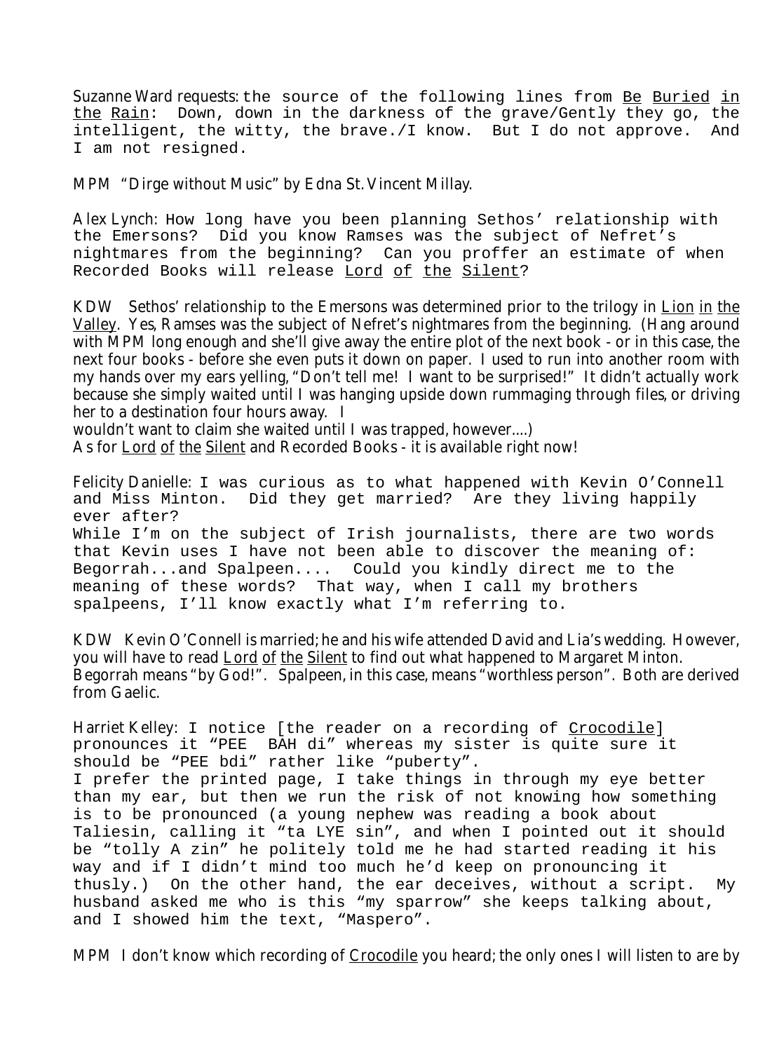Suzanne Ward requests: the source of the following lines from Be Buried in the Rain: Down, down in the darkness of the grave/Gently they go, the intelligent, the witty, the brave./I know. But I do not approve. And I am not resigned.

MPM "Dirge without Music" by Edna St. Vincent Millay.

Alex Lynch: How long have you been planning Sethos' relationship with the Emersons? Did you know Ramses was the subject of Nefret's nightmares from the beginning? Can you proffer an estimate of when Recorded Books will release Lord of the Silent?

KDW Sethos' relationship to the Emersons was determined prior to the trilogy in Lion in the Valley. Yes, Ramses was the subject of Nefret's nightmares from the beginning. (Hang around with MPM long enough and she'll give away the entire plot of the next book - or in this case, the next four books - before she even puts it down on paper. I used to run into another room with my hands over my ears yelling, "Don't tell me! I want to be surprised!" It didn't actually work because she simply waited until I was hanging upside down rummaging through files, or driving her to a destination four hours away. I wouldn't want to claim she waited until I was trapped, however....)
As for Lord of the Silent and Recorded Books - it is available right now!

Felicity Danielle: I was curious as to what happened with Kevin O'Connell and Miss Minton. Did they get married? Are they living happily ever after?
While I'm on the subject of Irish journalists, there are two words that Kevin uses I have not been able to discover the meaning of: Begorrah...and Spalpeen.... Could you kindly direct me to the meaning of these words? That way, when I call my brothers spalpeens, I'll know exactly what I'm referring to.

KDW Kevin O'Connell is married; he and his wife attended David and Lia's wedding. However, you will have to read Lord of the Silent to find out what happened to Margaret Minton. Begorrah means "by God!". Spalpeen, in this case, means "worthless person". Both are derived from Gaelic.

Harriet Kelley: I notice [the reader on a recording of Crocodile] pronounces it "PEE BAH di" whereas my sister is quite sure it should be "PEE bdi" rather like "puberty".
I prefer the printed page, I take things in through my eye better than my ear, but then we run the risk of not knowing how something is to be pronounced (a young nephew was reading a book about Taliesin, calling it "ta LYE sin", and when I pointed out it should be "tolly A zin" he politely told me he had started reading it his way and if I didn't mind too much he'd keep on pronouncing it thusly.) On the other hand, the ear deceives, without a script. My husband asked me who is this "my sparrow" she keeps talking about, and I showed him the text, "Maspero".

MPM I don't know which recording of Crocodile you heard; the only ones I will listen to are by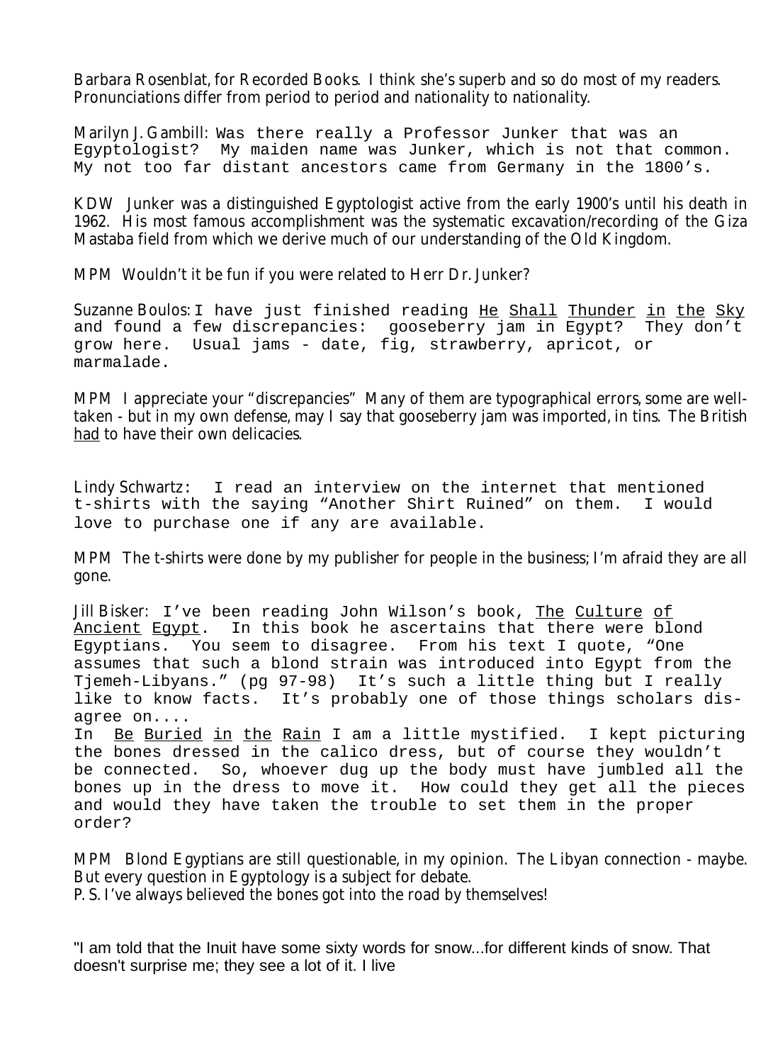Barbara Rosenblat, for Recorded Books. I think she's superb and so do most of my readers. Pronunciations differ from period to period and nationality to nationality.

Marilyn J. Gambill: Was there really a Professor Junker that was an Egyptologist? My maiden name was Junker, which is not that common. My not too far distant ancestors came from Germany in the 1800's.

KDW Junker was a distinguished Egyptologist active from the early 1900's until his death in 1962. His most famous accomplishment was the systematic excavation/recording of the Giza Mastaba field from which we derive much of our understanding of the Old Kingdom.

MPM Wouldn't it be fun if you were related to Herr Dr. Junker?

Suzanne Boulos: I have just finished reading <u>He Shall Thunder in the Sky</u> and found a few discrepancies: gooseberry jam in Egypt? They don't grow here. Usual jams - date, fig, strawberry, apricot, or marmalade.

MPM I appreciate your "discrepancies" Many of them are typographical errors, some are well-taken - but in my own defense, may I say that gooseberry jam was imported, in tins. The British <u>had</u> to have their own delicacies.

Lindy Schwartz: I read an interview on the internet that mentioned t-shirts with the saying "Another Shirt Ruined" on them. I would love to purchase one if any are available.

MPM The t-shirts were done by my publisher for people in the business; I'm afraid they are all gone.

Jill Bisker: I've been reading John Wilson's book, <u>The Culture of Ancient Egypt</u>. In this book he ascertains that there were blond Egyptians. You seem to disagree. From his text I quote, "One assumes that such a blond strain was introduced into Egypt from the Tjemeh-Libyans." (pg 97-98) It's such a little thing but I really like to know facts. It's probably one of those things scholars dis-agree on....
In <u>Be Buried in the Rain</u> I am a little mystified. I kept picturing the bones dressed in the calico dress, but of course they wouldn't be connected. So, whoever dug up the body must have jumbled all the bones up in the dress to move it. How could they get all the pieces and would they have taken the trouble to set them in the proper order?

MPM Blond Egyptians are still questionable, in my opinion. The Libyan connection - maybe. But every question in Egyptology is a subject for debate.
P. S. I've always believed the bones got into the road by themselves!

"I am told that the Inuit have some sixty words for snow...for different kinds of snow. That doesn't surprise me; they see a lot of it. I live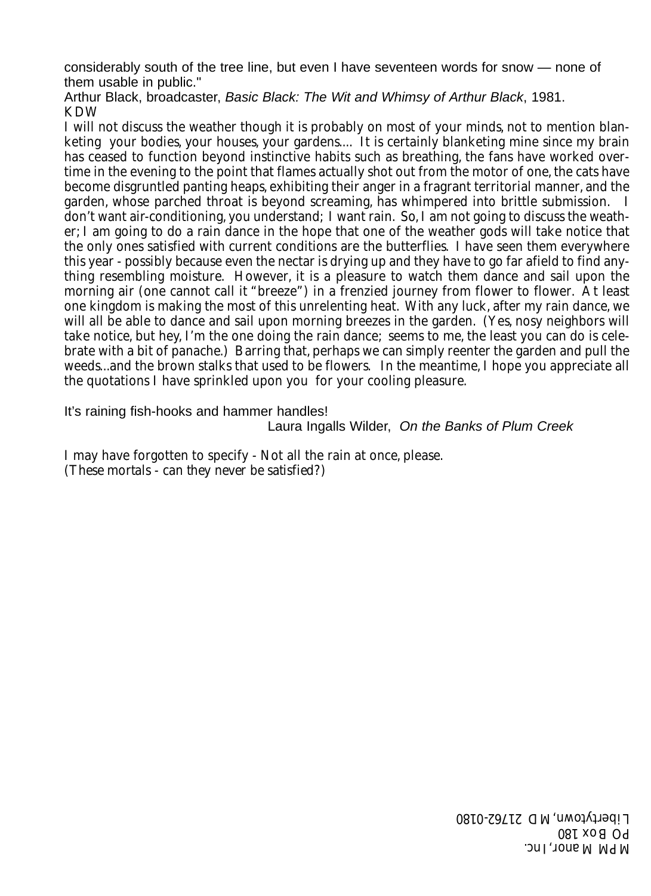considerably south of the tree line, but even I have seventeen words for snow — none of them usable in public."

Arthur Black, broadcaster, *Basic Black: The Wit and Whimsy of Arthur Black*, 1981.

KDW

I will not discuss the weather though it is probably on most of your minds, not to mention blanketing your bodies, your houses, your gardens.... It is certainly blanketing mine since my brain has ceased to function beyond instinctive habits such as breathing, the fans have worked overtime in the evening to the point that flames actually shot out from the motor of one, the cats have become disgruntled panting heaps, exhibiting their anger in a fragrant territorial manner, and the garden, whose parched throat is beyond screaming, has whimpered into brittle submission. I don't want air-conditioning, you understand; I want rain. So, I am not going to discuss the weather; I am going to do a rain dance in the hope that one of the weather gods will take notice that the only ones satisfied with current conditions are the butterflies. I have seen them everywhere this year - possibly because even the nectar is drying up and they have to go far afield to find anything resembling moisture. However, it is a pleasure to watch them dance and sail upon the morning air (one cannot call it "breeze") in a frenzied journey from flower to flower. At least one kingdom is making the most of this unrelenting heat. With any luck, after my rain dance, we will all be able to dance and sail upon morning breezes in the garden. (Yes, nosy neighbors will take notice, but hey, I'm the one doing the rain dance; seems to me, the least you can do is celebrate with a bit of panache.) Barring that, perhaps we can simply reenter the garden and pull the weeds...and the brown stalks that used to be flowers. In the meantime, I hope you appreciate all the quotations I have sprinkled upon you for your cooling pleasure.

It's raining fish-hooks and hammer handles!

Laura Ingalls Wilder, *On the Banks of Plum Creek*

I may have forgotten to specify - Not all the rain at once, please.
(These mortals - can they never be satisfied?)

MPM Manor, Inc.
PO Box 180
Libertytown, MD 21762-0180